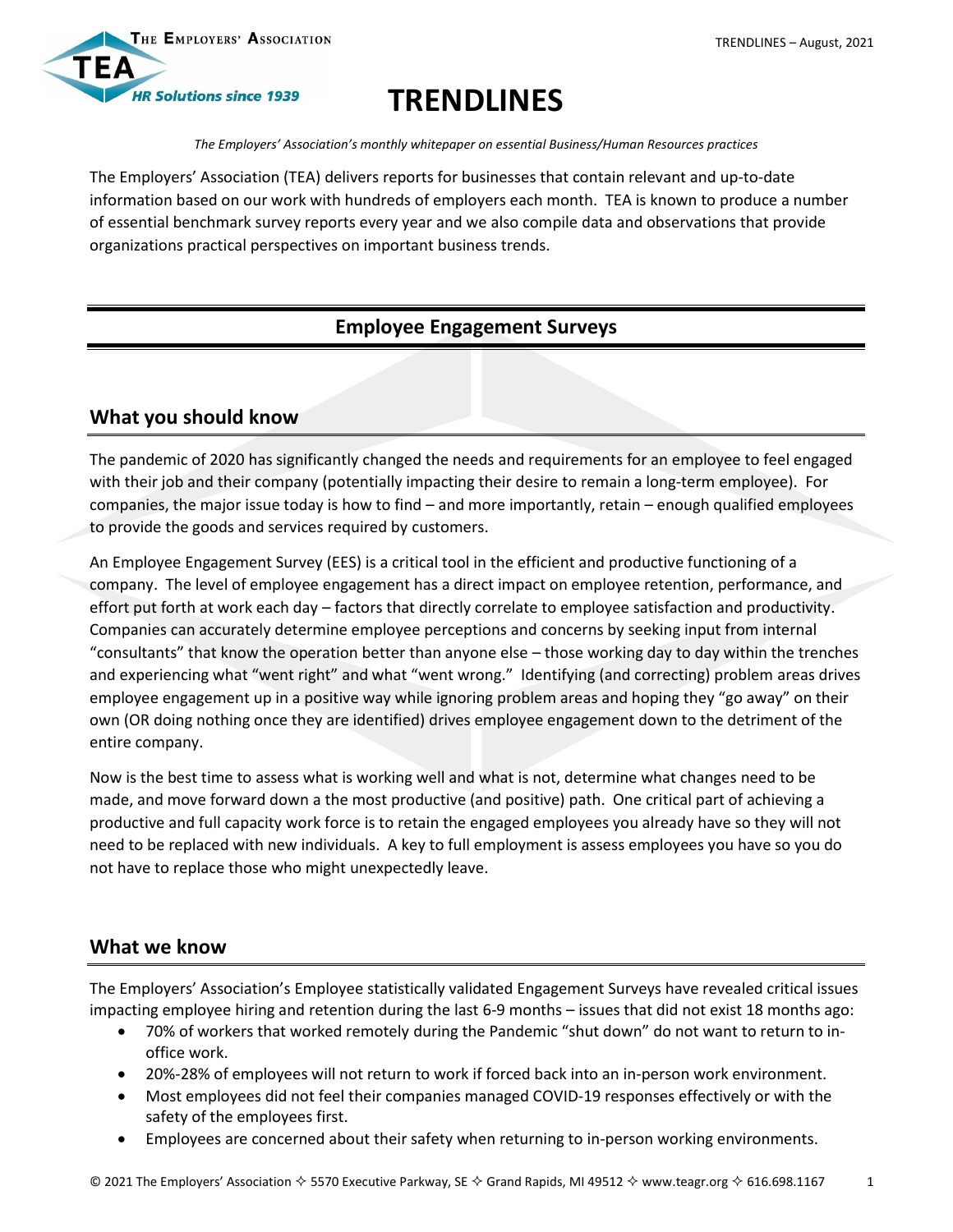# TRENDLINES

*The Employers' Association's monthly whitepaper on essential Business/Human Resources practices*

The Employers' Association (TEA) delivers reports for businesses that contain relevant and up-to-date information based on our work with hundreds of employers each month. TEA is known to produce a number of essential benchmark survey reports every year and we also compile data and observations that provide organizations practical perspectives on important business trends.

## Employee Engagement Surveys

### What you should know

The pandemic of 2020 has significantly changed the needs and requirements for an employee to feel engaged with their job and their company (potentially impacting their desire to remain a long-term employee). For companies, the major issue today is how to find – and more importantly, retain – enough qualified employees to provide the goods and services required by customers.

An Employee Engagement Survey (EES) is a critical tool in the efficient and productive functioning of a company. The level of employee engagement has a direct impact on employee retention, performance, and effort put forth at work each day – factors that directly correlate to employee satisfaction and productivity. Companies can accurately determine employee perceptions and concerns by seeking input from internal "consultants" that know the operation better than anyone else – those working day to day within the trenches and experiencing what "went right" and what "went wrong." Identifying (and correcting) problem areas drives employee engagement up in a positive way while ignoring problem areas and hoping they "go away" on their own (OR doing nothing once they are identified) drives employee engagement down to the detriment of the entire company.

Now is the best time to assess what is working well and what is not, determine what changes need to be made, and move forward down a the most productive (and positive) path. One critical part of achieving a productive and full capacity work force is to retain the engaged employees you already have so they will not need to be replaced with new individuals. A key to full employment is assess employees you have so you do not have to replace those who might unexpectedly leave.

### What we know

The Employers' Association's Employee statistically validated Engagement Surveys have revealed critical issues impacting employee hiring and retention during the last 6-9 months – issues that did not exist 18 months ago:

- 70% of workers that worked remotely during the Pandemic "shut down" do not want to return to in-office work.
- 20%-28% of employees will not return to work if forced back into an in-person work environment.
- Most employees did not feel their companies managed COVID-19 responses effectively or with the safety of the employees first.
- Employees are concerned about their safety when returning to in-person working environments.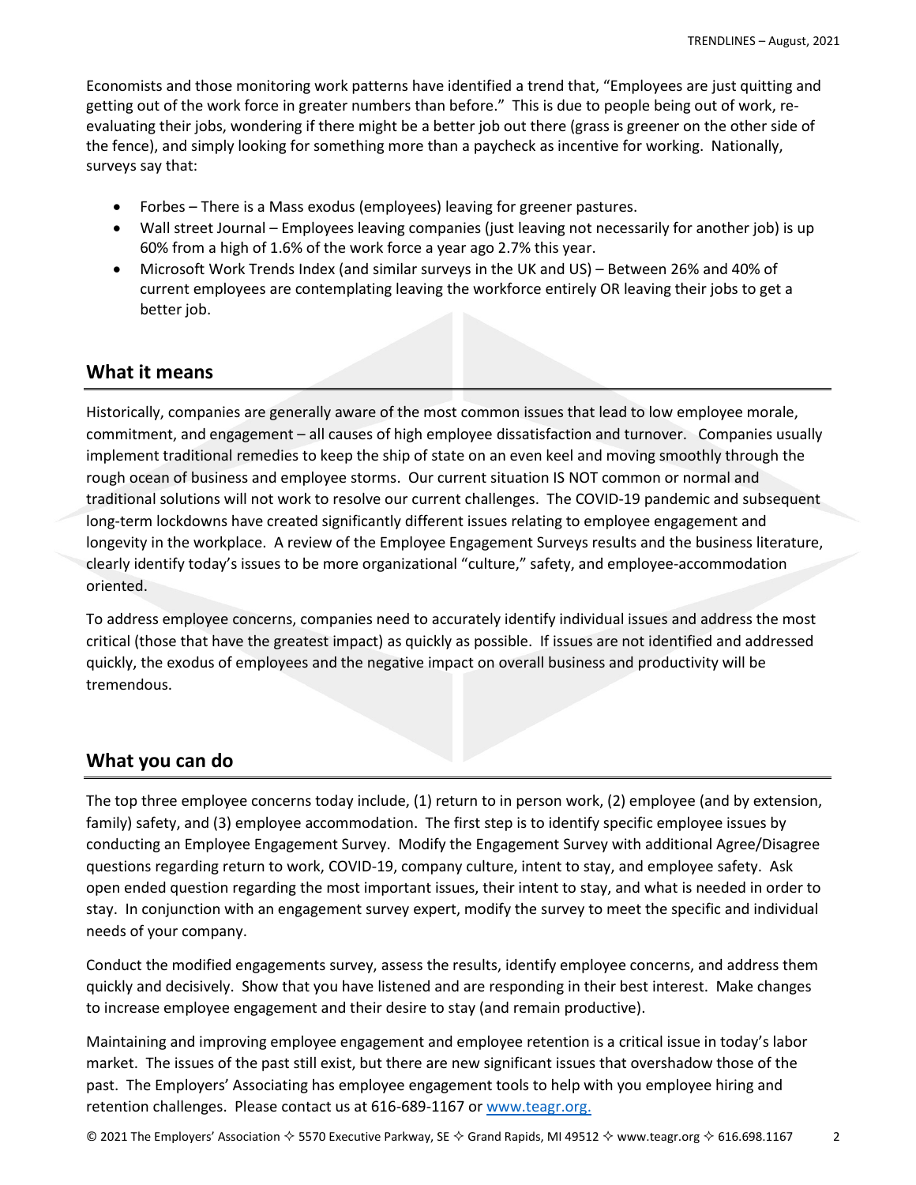Economists and those monitoring work patterns have identified a trend that, "Employees are just quitting and getting out of the work force in greater numbers than before." This is due to people being out of work, re-evaluating their jobs, wondering if there might be a better job out there (grass is greener on the other side of the fence), and simply looking for something more than a paycheck as incentive for working. Nationally, surveys say that:

- Forbes – There is a Mass exodus (employees) leaving for greener pastures.
- Wall street Journal – Employees leaving companies (just leaving not necessarily for another job) is up 60% from a high of 1.6% of the work force a year ago 2.7% this year.
- Microsoft Work Trends Index (and similar surveys in the UK and US) – Between 26% and 40% of current employees are contemplating leaving the workforce entirely OR leaving their jobs to get a better job.

## What it means

Historically, companies are generally aware of the most common issues that lead to low employee morale, commitment, and engagement – all causes of high employee dissatisfaction and turnover. Companies usually implement traditional remedies to keep the ship of state on an even keel and moving smoothly through the rough ocean of business and employee storms. Our current situation IS NOT common or normal and traditional solutions will not work to resolve our current challenges. The COVID-19 pandemic and subsequent long-term lockdowns have created significantly different issues relating to employee engagement and longevity in the workplace. A review of the Employee Engagement Surveys results and the business literature, clearly identify today's issues to be more organizational "culture," safety, and employee-accommodation oriented.

To address employee concerns, companies need to accurately identify individual issues and address the most critical (those that have the greatest impact) as quickly as possible. If issues are not identified and addressed quickly, the exodus of employees and the negative impact on overall business and productivity will be tremendous.

## What you can do

The top three employee concerns today include, (1) return to in person work, (2) employee (and by extension, family) safety, and (3) employee accommodation. The first step is to identify specific employee issues by conducting an Employee Engagement Survey. Modify the Engagement Survey with additional Agree/Disagree questions regarding return to work, COVID-19, company culture, intent to stay, and employee safety. Ask open ended question regarding the most important issues, their intent to stay, and what is needed in order to stay. In conjunction with an engagement survey expert, modify the survey to meet the specific and individual needs of your company.

Conduct the modified engagements survey, assess the results, identify employee concerns, and address them quickly and decisively. Show that you have listened and are responding in their best interest. Make changes to increase employee engagement and their desire to stay (and remain productive).

Maintaining and improving employee engagement and employee retention is a critical issue in today's labor market. The issues of the past still exist, but there are new significant issues that overshadow those of the past. The Employers' Associating has employee engagement tools to help with you employee hiring and retention challenges. Please contact us at 616-689-1167 or [www.teagr.org.](http://www.teagr.org)